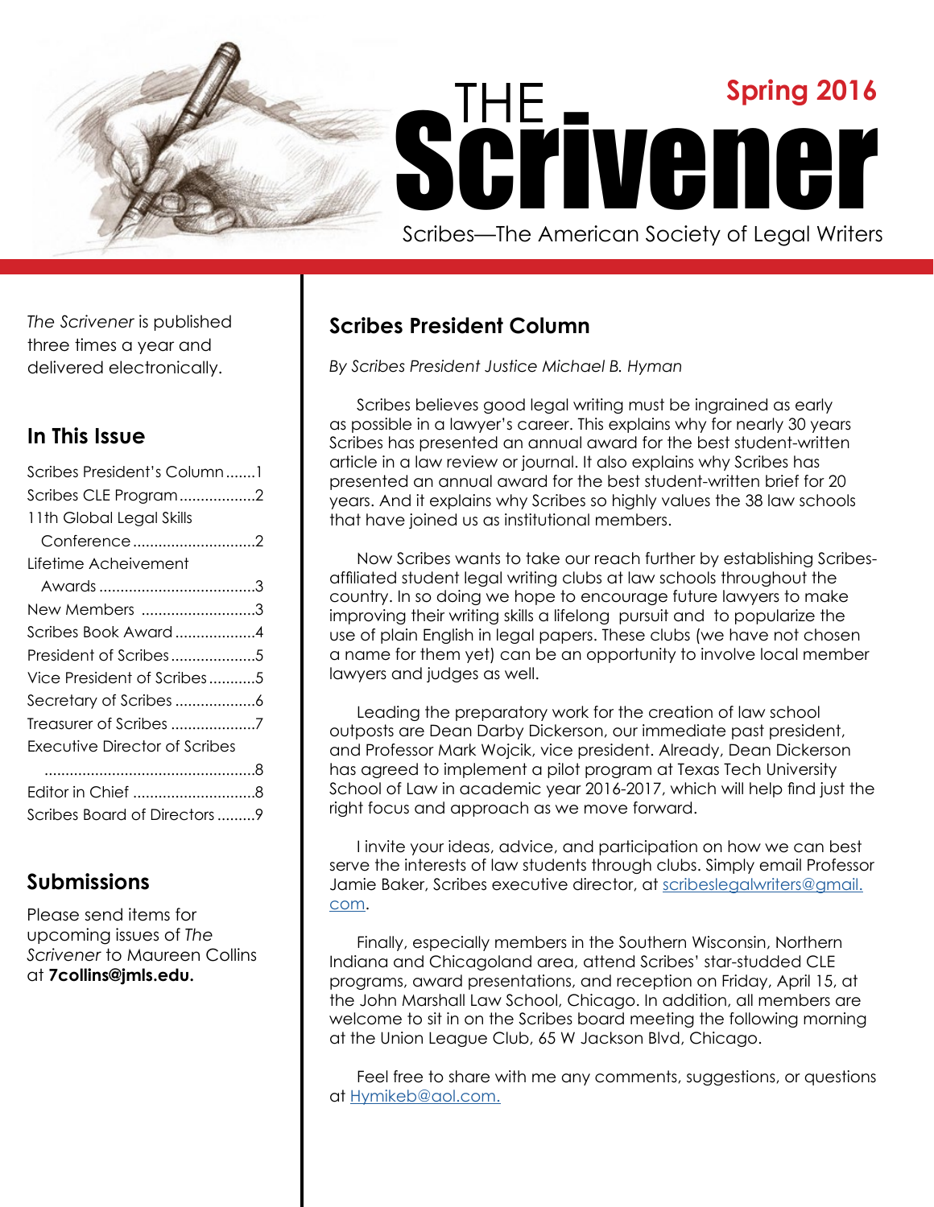# THE Scrivener

**Spring 2016**

Scribes—The American Society of Legal Writers

*The Scrivener* is published three times a year and delivered electronically.

## In This Issue

Scribes President's Column .......1
Scribes CLE Program..................2
11th Global Legal Skills Conference.............................2
Lifetime Acheivement Awards .....................................3
New Members ...........................3
Scribes Book Award...................4
President of Scribes....................5
Vice President of Scribes...........5
Secretary of Scribes ...................6
Treasurer of Scribes ....................7
Executive Director of Scribes ..................................................8
Editor in Chief ............................8
Scribes Board of Directors .........9

## Submissions

Please send items for upcoming issues of *The Scrivener* to Maureen Collins at **7collins@jmls.edu.**

## Scribes President Column

*By Scribes President Justice Michael B. Hyman*

Scribes believes good legal writing must be ingrained as early as possible in a lawyer's career. This explains why for nearly 30 years Scribes has presented an annual award for the best student-written article in a law review or journal. It also explains why Scribes has presented an annual award for the best student-written brief for 20 years. And it explains why Scribes so highly values the 38 law schools that have joined us as institutional members.

Now Scribes wants to take our reach further by establishing Scribes-affiliated student legal writing clubs at law schools throughout the country. In so doing we hope to encourage future lawyers to make improving their writing skills a lifelong pursuit and to popularize the use of plain English in legal papers. These clubs (we have not chosen a name for them yet) can be an opportunity to involve local member lawyers and judges as well.

Leading the preparatory work for the creation of law school outposts are Dean Darby Dickerson, our immediate past president, and Professor Mark Wojcik, vice president. Already, Dean Dickerson has agreed to implement a pilot program at Texas Tech University School of Law in academic year 2016-2017, which will help find just the right focus and approach as we move forward.

I invite your ideas, advice, and participation on how we can best serve the interests of law students through clubs. Simply email Professor Jamie Baker, Scribes executive director, at scribeslegalwriters@gmail.com.

Finally, especially members in the Southern Wisconsin, Northern Indiana and Chicagoland area, attend Scribes' star-studded CLE programs, award presentations, and reception on Friday, April 15, at the John Marshall Law School, Chicago. In addition, all members are welcome to sit in on the Scribes board meeting the following morning at the Union League Club, 65 W Jackson Blvd, Chicago.

Feel free to share with me any comments, suggestions, or questions at Hymikeb@aol.com.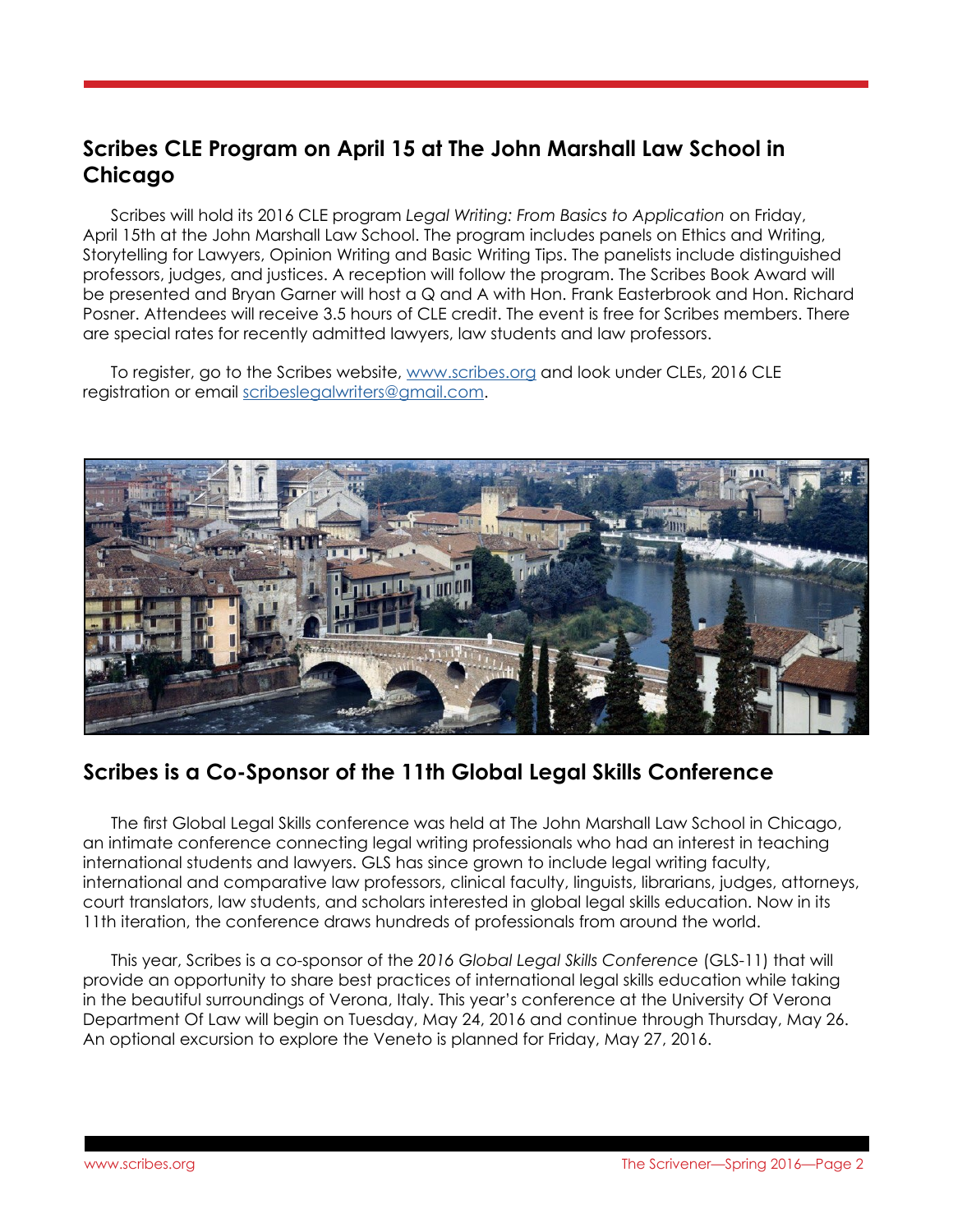## Scribes CLE Program on April 15 at The John Marshall Law School in Chicago

Scribes will hold its 2016 CLE program *Legal Writing: From Basics to Application* on Friday, April 15th at the John Marshall Law School. The program includes panels on Ethics and Writing, Storytelling for Lawyers, Opinion Writing and Basic Writing Tips. The panelists include distinguished professors, judges, and justices. A reception will follow the program. The Scribes Book Award will be presented and Bryan Garner will host a Q and A with Hon. Frank Easterbrook and Hon. Richard Posner. Attendees will receive 3.5 hours of CLE credit. The event is free for Scribes members. There are special rates for recently admitted lawyers, law students and law professors.

To register, go to the Scribes website, www.scribes.org and look under CLEs, 2016 CLE registration or email scribeslegalwriters@gmail.com.

## Scribes is a Co-Sponsor of the 11th Global Legal Skills Conference

The first Global Legal Skills conference was held at The John Marshall Law School in Chicago, an intimate conference connecting legal writing professionals who had an interest in teaching international students and lawyers. GLS has since grown to include legal writing faculty, international and comparative law professors, clinical faculty, linguists, librarians, judges, attorneys, court translators, law students, and scholars interested in global legal skills education. Now in its 11th iteration, the conference draws hundreds of professionals from around the world.

This year, Scribes is a co-sponsor of the *2016 Global Legal Skills Conference* (GLS-11) that will provide an opportunity to share best practices of international legal skills education while taking in the beautiful surroundings of Verona, Italy. This year's conference at the University Of Verona Department Of Law will begin on Tuesday, May 24, 2016 and continue through Thursday, May 26. An optional excursion to explore the Veneto is planned for Friday, May 27, 2016.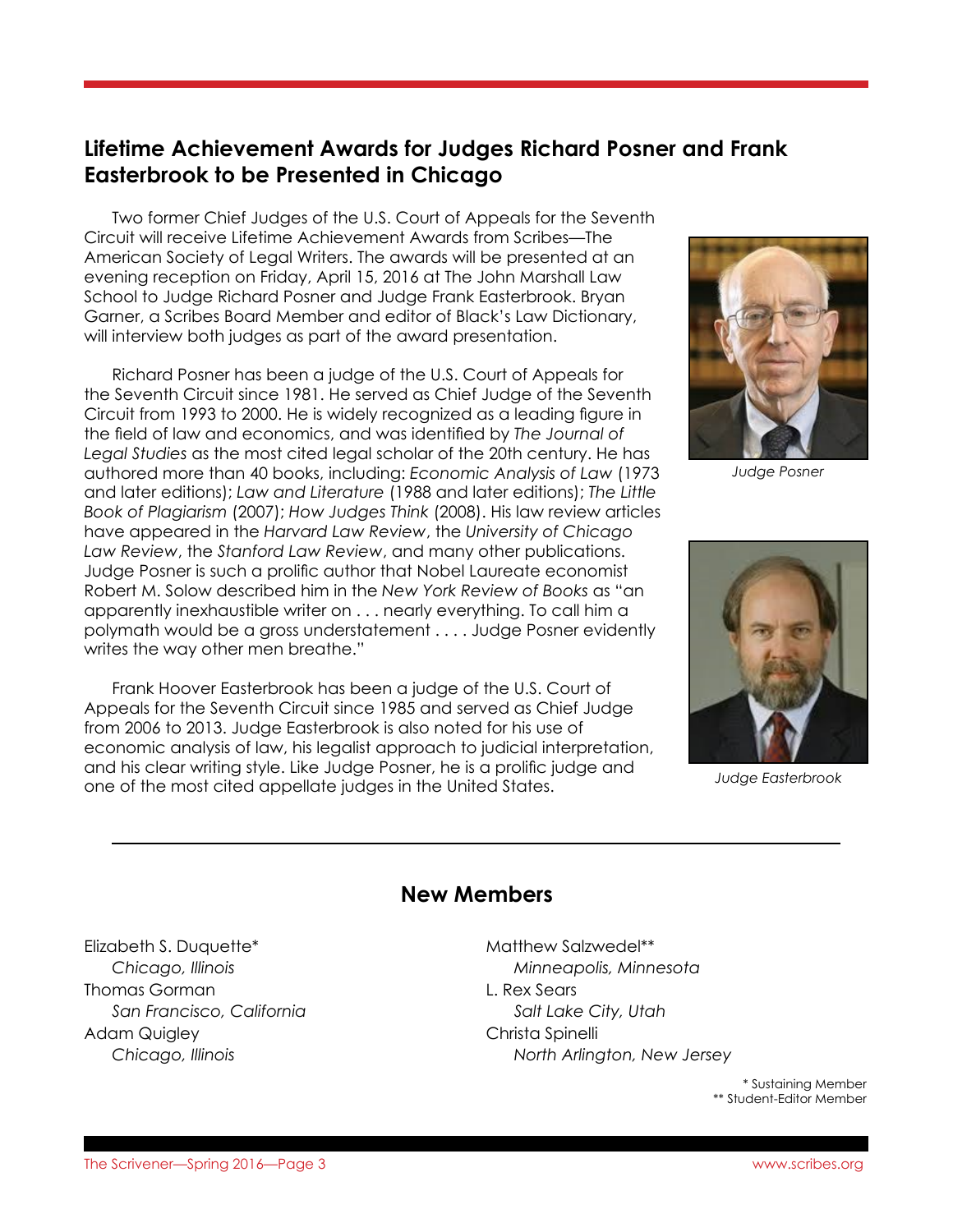## Lifetime Achievement Awards for Judges Richard Posner and Frank Easterbrook to be Presented in Chicago

Two former Chief Judges of the U.S. Court of Appeals for the Seventh Circuit will receive Lifetime Achievement Awards from Scribes—The American Society of Legal Writers. The awards will be presented at an evening reception on Friday, April 15, 2016 at The John Marshall Law School to Judge Richard Posner and Judge Frank Easterbrook. Bryan Garner, a Scribes Board Member and editor of Black's Law Dictionary, will interview both judges as part of the award presentation.

Richard Posner has been a judge of the U.S. Court of Appeals for the Seventh Circuit since 1981. He served as Chief Judge of the Seventh Circuit from 1993 to 2000. He is widely recognized as a leading figure in the field of law and economics, and was identified by *The Journal of Legal Studies* as the most cited legal scholar of the 20th century. He has authored more than 40 books, including: *Economic Analysis of Law* (1973 and later editions); *Law and Literature* (1988 and later editions); *The Little Book of Plagiarism* (2007); *How Judges Think* (2008). His law review articles have appeared in the *Harvard Law Review*, the *University of Chicago Law Review*, the *Stanford Law Review*, and many other publications. Judge Posner is such a prolific author that Nobel Laureate economist Robert M. Solow described him in the *New York Review of Books* as "an apparently inexhaustible writer on . . . nearly everything. To call him a polymath would be a gross understatement . . . . Judge Posner evidently writes the way other men breathe."

*Judge Posner*

Frank Hoover Easterbrook has been a judge of the U.S. Court of Appeals for the Seventh Circuit since 1985 and served as Chief Judge from 2006 to 2013. Judge Easterbrook is also noted for his use of economic analysis of law, his legalist approach to judicial interpretation, and his clear writing style. Like Judge Posner, he is a prolific judge and one of the most cited appellate judges in the United States.

*Judge Easterbrook*

---

## New Members

Elizabeth S. Duquette*
*Chicago, Illinois*
Thomas Gorman
*San Francisco, California*
Adam Quigley
*Chicago, Illinois*
Matthew Salzwedel**
*Minneapolis, Minnesota*
L. Rex Sears
*Salt Lake City, Utah*
Christa Spinelli
*North Arlington, New Jersey*

\* Sustaining Member
\*\* Student-Editor Member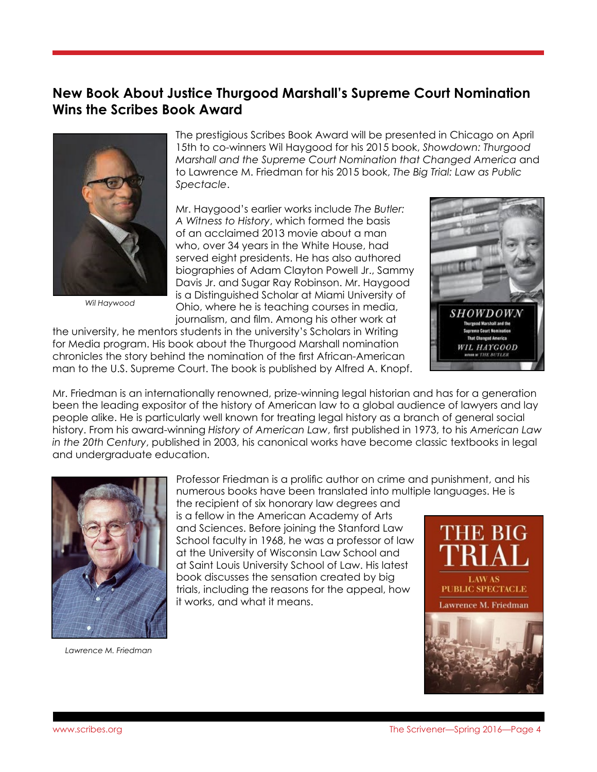## New Book About Justice Thurgood Marshall's Supreme Court Nomination Wins the Scribes Book Award

The prestigious Scribes Book Award will be presented in Chicago on April 15th to co-winners Wil Haygood for his 2015 book, *Showdown: Thurgood Marshall and the Supreme Court Nomination that Changed America* and to Lawrence M. Friedman for his 2015 book, *The Big Trial: Law as Public Spectacle*.

*Wil Haywood*

Mr. Haygood's earlier works include *The Butler: A Witness to History*, which formed the basis of an acclaimed 2013 movie about a man who, over 34 years in the White House, had served eight presidents. He has also authored biographies of Adam Clayton Powell Jr., Sammy Davis Jr. and Sugar Ray Robinson. Mr. Haygood is a Distinguished Scholar at Miami University of Ohio, where he is teaching courses in media, journalism, and film. Among his other work at the university, he mentors students in the university's Scholars in Writing for Media program. His book about the Thurgood Marshall nomination chronicles the story behind the nomination of the first African-American man to the U.S. Supreme Court. The book is published by Alfred A. Knopf.

Mr. Friedman is an internationally renowned, prize-winning legal historian and has for a generation been the leading expositor of the history of American law to a global audience of lawyers and lay people alike. He is particularly well known for treating legal history as a branch of general social history. From his award-winning *History of American Law*, first published in 1973, to his *American Law in the 20th Century*, published in 2003, his canonical works have become classic textbooks in legal and undergraduate education.

Professor Friedman is a prolific author on crime and punishment, and his numerous books have been translated into multiple languages. He is the recipient of six honorary law degrees and is a fellow in the American Academy of Arts and Sciences. Before joining the Stanford Law School faculty in 1968, he was a professor of law at the University of Wisconsin Law School and at Saint Louis University School of Law. His latest book discusses the sensation created by big trials, including the reasons for the appeal, how it works, and what it means.

*Lawrence M. Friedman*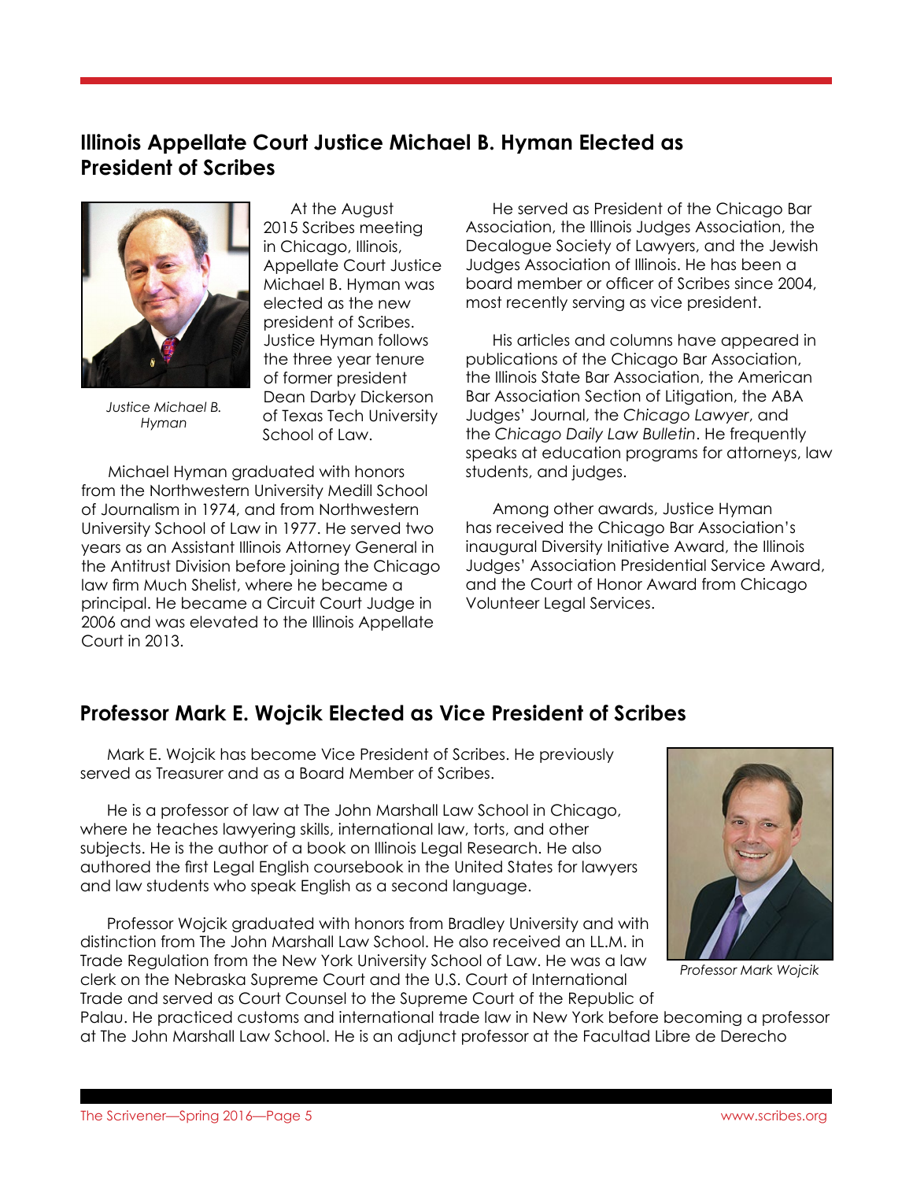## Illinois Appellate Court Justice Michael B. Hyman Elected as President of Scribes

*Justice Michael B. Hyman*

At the August 2015 Scribes meeting in Chicago, Illinois, Appellate Court Justice Michael B. Hyman was elected as the new president of Scribes. Justice Hyman follows the three year tenure of former president Dean Darby Dickerson of Texas Tech University School of Law.

Michael Hyman graduated with honors from the Northwestern University Medill School of Journalism in 1974, and from Northwestern University School of Law in 1977. He served two years as an Assistant Illinois Attorney General in the Antitrust Division before joining the Chicago law firm Much Shelist, where he became a principal. He became a Circuit Court Judge in 2006 and was elevated to the Illinois Appellate Court in 2013.

He served as President of the Chicago Bar Association, the Illinois Judges Association, the Decalogue Society of Lawyers, and the Jewish Judges Association of Illinois. He has been a board member or officer of Scribes since 2004, most recently serving as vice president.

His articles and columns have appeared in publications of the Chicago Bar Association, the Illinois State Bar Association, the American Bar Association Section of Litigation, the ABA Judges' Journal, the *Chicago Lawyer*, and the *Chicago Daily Law Bulletin*. He frequently speaks at education programs for attorneys, law students, and judges.

Among other awards, Justice Hyman has received the Chicago Bar Association's inaugural Diversity Initiative Award, the Illinois Judges' Association Presidential Service Award, and the Court of Honor Award from Chicago Volunteer Legal Services.

## Professor Mark E. Wojcik Elected as Vice President of Scribes

Mark E. Wojcik has become Vice President of Scribes. He previously served as Treasurer and as a Board Member of Scribes.

He is a professor of law at The John Marshall Law School in Chicago, where he teaches lawyering skills, international law, torts, and other subjects. He is the author of a book on Illinois Legal Research. He also authored the first Legal English coursebook in the United States for lawyers and law students who speak English as a second language.

*Professor Mark Wojcik*

Professor Wojcik graduated with honors from Bradley University and with distinction from The John Marshall Law School. He also received an LL.M. in Trade Regulation from the New York University School of Law. He was a law clerk on the Nebraska Supreme Court and the U.S. Court of International Trade and served as Court Counsel to the Supreme Court of the Republic of Palau. He practiced customs and international trade law in New York before becoming a professor at The John Marshall Law School. He is an adjunct professor at the Facultad Libre de Derecho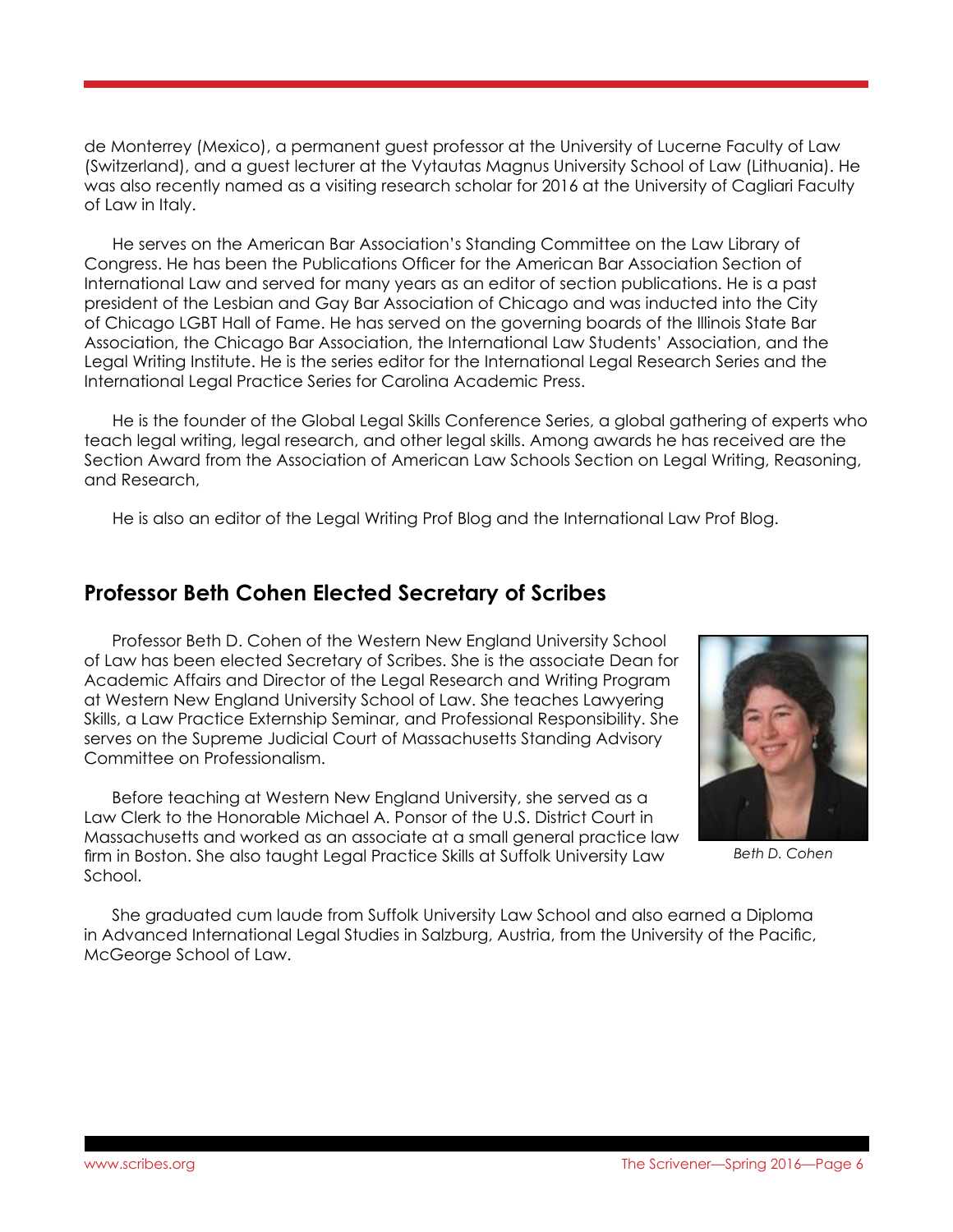de Monterrey (Mexico), a permanent guest professor at the University of Lucerne Faculty of Law (Switzerland), and a guest lecturer at the Vytautas Magnus University School of Law (Lithuania). He was also recently named as a visiting research scholar for 2016 at the University of Cagliari Faculty of Law in Italy.

He serves on the American Bar Association's Standing Committee on the Law Library of Congress. He has been the Publications Officer for the American Bar Association Section of International Law and served for many years as an editor of section publications. He is a past president of the Lesbian and Gay Bar Association of Chicago and was inducted into the City of Chicago LGBT Hall of Fame. He has served on the governing boards of the Illinois State Bar Association, the Chicago Bar Association, the International Law Students' Association, and the Legal Writing Institute. He is the series editor for the International Legal Research Series and the International Legal Practice Series for Carolina Academic Press.

He is the founder of the Global Legal Skills Conference Series, a global gathering of experts who teach legal writing, legal research, and other legal skills. Among awards he has received are the Section Award from the Association of American Law Schools Section on Legal Writing, Reasoning, and Research,

He is also an editor of the Legal Writing Prof Blog and the International Law Prof Blog.

## Professor Beth Cohen Elected Secretary of Scribes

Professor Beth D. Cohen of the Western New England University School of Law has been elected Secretary of Scribes. She is the associate Dean for Academic Affairs and Director of the Legal Research and Writing Program at Western New England University School of Law. She teaches Lawyering Skills, a Law Practice Externship Seminar, and Professional Responsibility. She serves on the Supreme Judicial Court of Massachusetts Standing Advisory Committee on Professionalism.

*Beth D. Cohen*

Before teaching at Western New England University, she served as a Law Clerk to the Honorable Michael A. Ponsor of the U.S. District Court in Massachusetts and worked as an associate at a small general practice law firm in Boston. She also taught Legal Practice Skills at Suffolk University Law School.

She graduated cum laude from Suffolk University Law School and also earned a Diploma in Advanced International Legal Studies in Salzburg, Austria, from the University of the Pacific, McGeorge School of Law.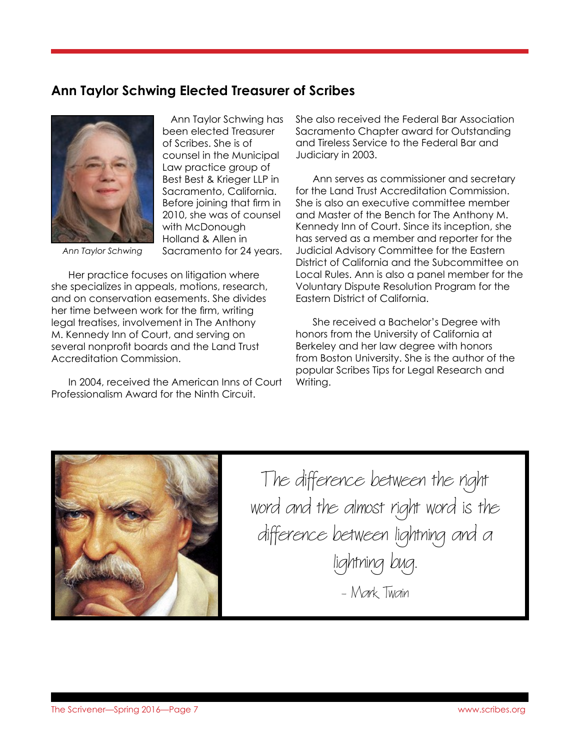## Ann Taylor Schwing Elected Treasurer of Scribes

*Ann Taylor Schwing*

Ann Taylor Schwing has been elected Treasurer of Scribes. She is of counsel in the Municipal Law practice group of Best Best & Krieger LLP in Sacramento, California. Before joining that firm in 2010, she was of counsel with McDonough Holland & Allen in Sacramento for 24 years.

Her practice focuses on litigation where she specializes in appeals, motions, research, and on conservation easements. She divides her time between work for the firm, writing legal treatises, involvement in The Anthony M. Kennedy Inn of Court, and serving on several nonprofit boards and the Land Trust Accreditation Commission.

In 2004, received the American Inns of Court Professionalism Award for the Ninth Circuit. She also received the Federal Bar Association Sacramento Chapter award for Outstanding and Tireless Service to the Federal Bar and Judiciary in 2003.

Ann serves as commissioner and secretary for the Land Trust Accreditation Commission. She is also an executive committee member and Master of the Bench for The Anthony M. Kennedy Inn of Court. Since its inception, she has served as a member and reporter for the Judicial Advisory Committee for the Eastern District of California and the Subcommittee on Local Rules. Ann is also a panel member for the Voluntary Dispute Resolution Program for the Eastern District of California.

She received a Bachelor's Degree with honors from the University of California at Berkeley and her law degree with honors from Boston University. She is the author of the popular Scribes Tips for Legal Research and Writing.

> The difference between the right word and the almost right word is the difference between lightning and a lightning bug.
>
> - Mark Twain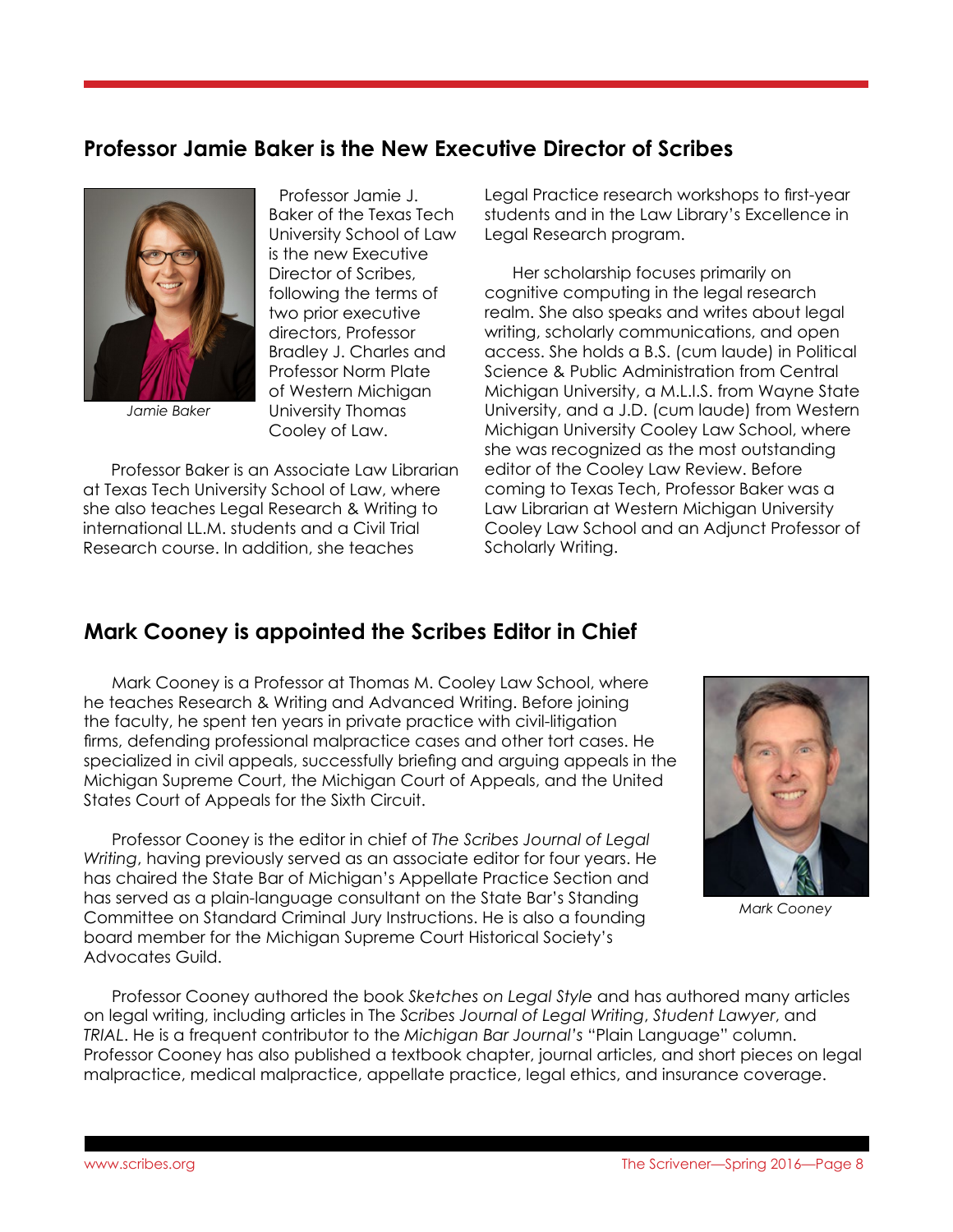## Professor Jamie Baker is the New Executive Director of Scribes

*Jamie Baker*

Professor Jamie J. Baker of the Texas Tech University School of Law is the new Executive Director of Scribes, following the terms of two prior executive directors, Professor Bradley J. Charles and Professor Norm Plate of Western Michigan University Thomas Cooley of Law.

Professor Baker is an Associate Law Librarian at Texas Tech University School of Law, where she also teaches Legal Research & Writing to international LL.M. students and a Civil Trial Research course. In addition, she teaches Legal Practice research workshops to first-year students and in the Law Library's Excellence in Legal Research program.

Her scholarship focuses primarily on cognitive computing in the legal research realm. She also speaks and writes about legal writing, scholarly communications, and open access. She holds a B.S. (cum laude) in Political Science & Public Administration from Central Michigan University, a M.L.I.S. from Wayne State University, and a J.D. (cum laude) from Western Michigan University Cooley Law School, where she was recognized as the most outstanding editor of the Cooley Law Review. Before coming to Texas Tech, Professor Baker was a Law Librarian at Western Michigan University Cooley Law School and an Adjunct Professor of Scholarly Writing.

## Mark Cooney is appointed the Scribes Editor in Chief

Mark Cooney is a Professor at Thomas M. Cooley Law School, where he teaches Research & Writing and Advanced Writing. Before joining the faculty, he spent ten years in private practice with civil-litigation firms, defending professional malpractice cases and other tort cases. He specialized in civil appeals, successfully briefing and arguing appeals in the Michigan Supreme Court, the Michigan Court of Appeals, and the United States Court of Appeals for the Sixth Circuit.

Professor Cooney is the editor in chief of *The Scribes Journal of Legal Writing*, having previously served as an associate editor for four years. He has chaired the State Bar of Michigan's Appellate Practice Section and has served as a plain-language consultant on the State Bar's Standing Committee on Standard Criminal Jury Instructions. He is also a founding board member for the Michigan Supreme Court Historical Society's Advocates Guild.

*Mark Cooney*

Professor Cooney authored the book *Sketches on Legal Style* and has authored many articles on legal writing, including articles in The *Scribes Journal of Legal Writing*, *Student Lawyer*, and *TRIAL*. He is a frequent contributor to the *Michigan Bar Journal's* "Plain Language" column. Professor Cooney has also published a textbook chapter, journal articles, and short pieces on legal malpractice, medical malpractice, appellate practice, legal ethics, and insurance coverage.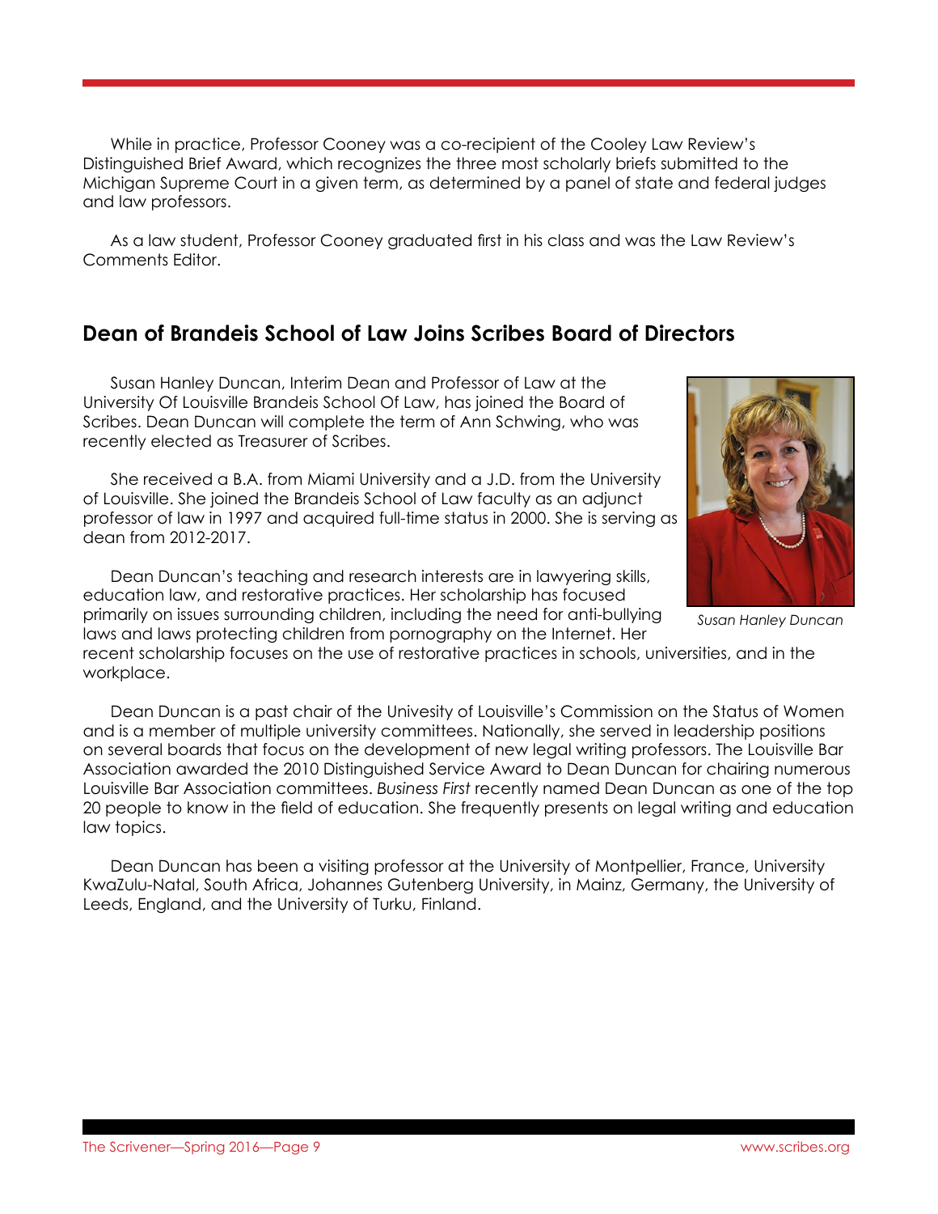While in practice, Professor Cooney was a co-recipient of the Cooley Law Review's Distinguished Brief Award, which recognizes the three most scholarly briefs submitted to the Michigan Supreme Court in a given term, as determined by a panel of state and federal judges and law professors.

As a law student, Professor Cooney graduated first in his class and was the Law Review's Comments Editor.

## Dean of Brandeis School of Law Joins Scribes Board of Directors

Susan Hanley Duncan, Interim Dean and Professor of Law at the University Of Louisville Brandeis School Of Law, has joined the Board of Scribes. Dean Duncan will complete the term of Ann Schwing, who was recently elected as Treasurer of Scribes.

She received a B.A. from Miami University and a J.D. from the University of Louisville. She joined the Brandeis School of Law faculty as an adjunct professor of law in 1997 and acquired full-time status in 2000. She is serving as dean from 2012-2017.

*Susan Hanley Duncan*

Dean Duncan's teaching and research interests are in lawyering skills, education law, and restorative practices. Her scholarship has focused primarily on issues surrounding children, including the need for anti-bullying laws and laws protecting children from pornography on the Internet. Her recent scholarship focuses on the use of restorative practices in schools, universities, and in the workplace.

Dean Duncan is a past chair of the Univesity of Louisville's Commission on the Status of Women and is a member of multiple university committees. Nationally, she served in leadership positions on several boards that focus on the development of new legal writing professors. The Louisville Bar Association awarded the 2010 Distinguished Service Award to Dean Duncan for chairing numerous Louisville Bar Association committees. *Business First* recently named Dean Duncan as one of the top 20 people to know in the field of education. She frequently presents on legal writing and education law topics.

Dean Duncan has been a visiting professor at the University of Montpellier, France, University KwaZulu-Natal, South Africa, Johannes Gutenberg University, in Mainz, Germany, the University of Leeds, England, and the University of Turku, Finland.